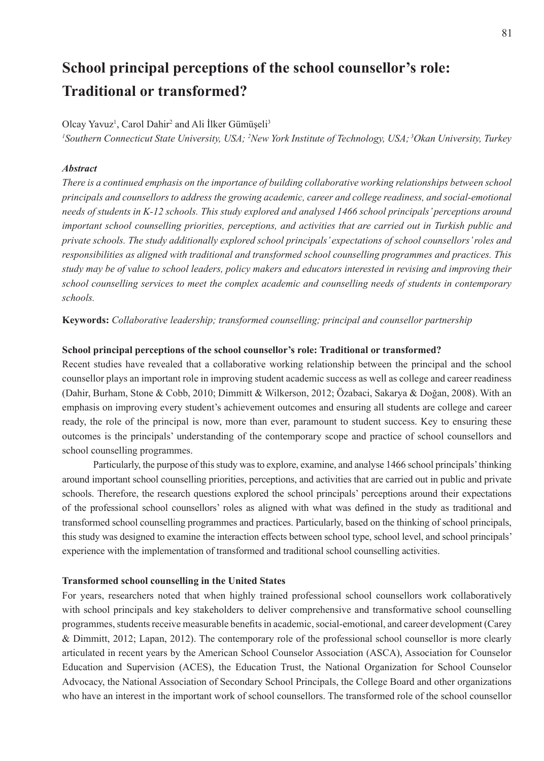# School principal perceptions of the school counsellor's role: Traditional or transformed?

Olcay Yavuz[1], Carol Dahir[2] and Ali İlker Gümüşeli[3]

[1]*Southern Connecticut State University, USA;* [2]*New York Institute of Technology, USA;* [3]*Okan University, Turkey*

***Abstract***

*There is a continued emphasis on the importance of building collaborative working relationships between school principals and counsellors to address the growing academic, career and college readiness, and social-emotional needs of students in K-12 schools. This study explored and analysed 1466 school principals' perceptions around important school counselling priorities, perceptions, and activities that are carried out in Turkish public and private schools. The study additionally explored school principals' expectations of school counsellors' roles and responsibilities as aligned with traditional and transformed school counselling programmes and practices. This study may be of value to school leaders, policy makers and educators interested in revising and improving their school counselling services to meet the complex academic and counselling needs of students in contemporary schools.*

**Keywords:** *Collaborative leadership; transformed counselling; principal and counsellor partnership*

## School principal perceptions of the school counsellor's role: Traditional or transformed?

Recent studies have revealed that a collaborative working relationship between the principal and the school counsellor plays an important role in improving student academic success as well as college and career readiness (Dahir, Burham, Stone & Cobb, 2010; Dimmitt & Wilkerson, 2012; Özabaci, Sakarya & Doğan, 2008). With an emphasis on improving every student's achievement outcomes and ensuring all students are college and career ready, the role of the principal is now, more than ever, paramount to student success. Key to ensuring these outcomes is the principals' understanding of the contemporary scope and practice of school counsellors and school counselling programmes.

Particularly, the purpose of this study was to explore, examine, and analyse 1466 school principals' thinking around important school counselling priorities, perceptions, and activities that are carried out in public and private schools. Therefore, the research questions explored the school principals' perceptions around their expectations of the professional school counsellors' roles as aligned with what was defined in the study as traditional and transformed school counselling programmes and practices. Particularly, based on the thinking of school principals, this study was designed to examine the interaction effects between school type, school level, and school principals' experience with the implementation of transformed and traditional school counselling activities.

## Transformed school counselling in the United States

For years, researchers noted that when highly trained professional school counsellors work collaboratively with school principals and key stakeholders to deliver comprehensive and transformative school counselling programmes, students receive measurable benefits in academic, social-emotional, and career development (Carey & Dimmitt, 2012; Lapan, 2012). The contemporary role of the professional school counsellor is more clearly articulated in recent years by the American School Counselor Association (ASCA), Association for Counselor Education and Supervision (ACES), the Education Trust, the National Organization for School Counselor Advocacy, the National Association of Secondary School Principals, the College Board and other organizations who have an interest in the important work of school counsellors. The transformed role of the school counsellor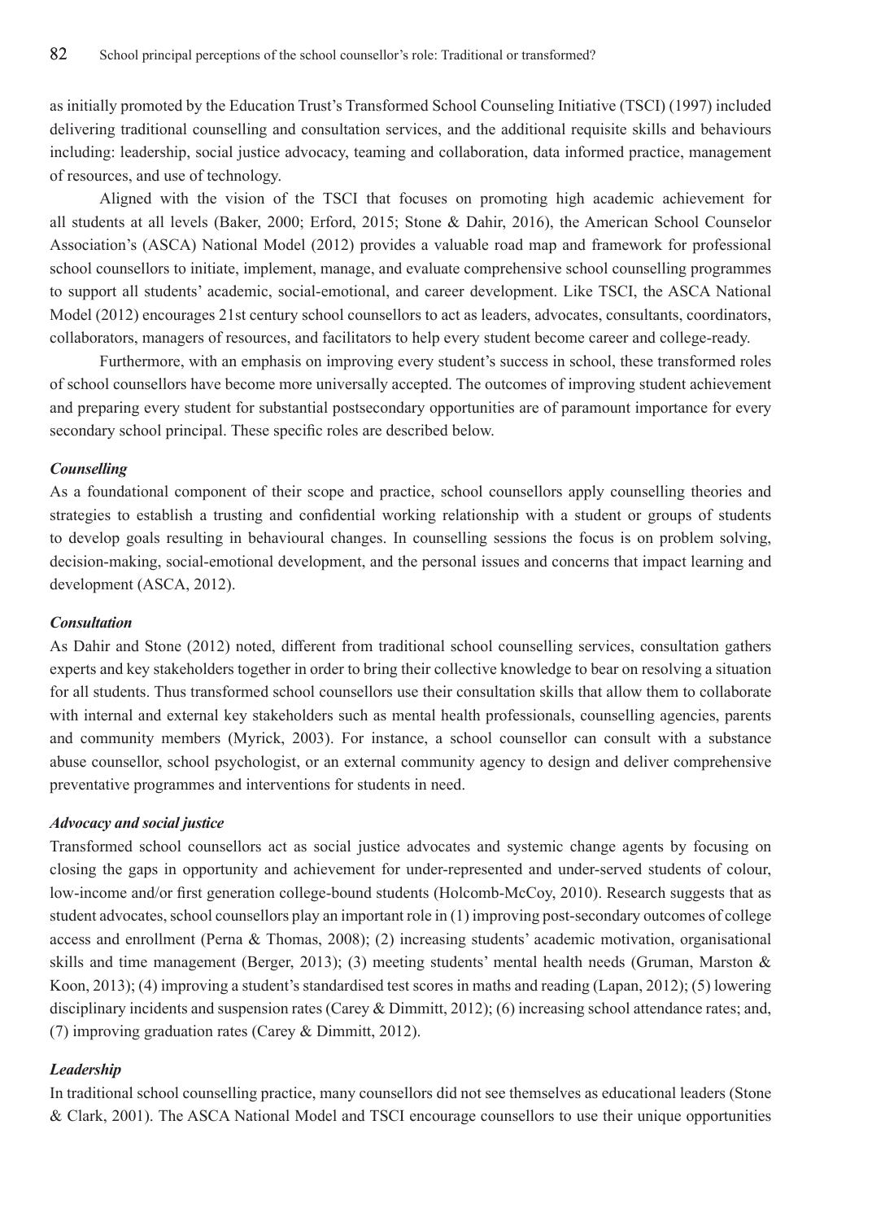as initially promoted by the Education Trust's Transformed School Counseling Initiative (TSCI) (1997) included delivering traditional counselling and consultation services, and the additional requisite skills and behaviours including: leadership, social justice advocacy, teaming and collaboration, data informed practice, management of resources, and use of technology.

Aligned with the vision of the TSCI that focuses on promoting high academic achievement for all students at all levels (Baker, 2000; Erford, 2015; Stone & Dahir, 2016), the American School Counselor Association's (ASCA) National Model (2012) provides a valuable road map and framework for professional school counsellors to initiate, implement, manage, and evaluate comprehensive school counselling programmes to support all students' academic, social-emotional, and career development. Like TSCI, the ASCA National Model (2012) encourages 21st century school counsellors to act as leaders, advocates, consultants, coordinators, collaborators, managers of resources, and facilitators to help every student become career and college-ready.

Furthermore, with an emphasis on improving every student's success in school, these transformed roles of school counsellors have become more universally accepted. The outcomes of improving student achievement and preparing every student for substantial postsecondary opportunities are of paramount importance for every secondary school principal. These specific roles are described below.

***Counselling***

As a foundational component of their scope and practice, school counsellors apply counselling theories and strategies to establish a trusting and confidential working relationship with a student or groups of students to develop goals resulting in behavioural changes. In counselling sessions the focus is on problem solving, decision-making, social-emotional development, and the personal issues and concerns that impact learning and development (ASCA, 2012).

***Consultation***

As Dahir and Stone (2012) noted, different from traditional school counselling services, consultation gathers experts and key stakeholders together in order to bring their collective knowledge to bear on resolving a situation for all students. Thus transformed school counsellors use their consultation skills that allow them to collaborate with internal and external key stakeholders such as mental health professionals, counselling agencies, parents and community members (Myrick, 2003). For instance, a school counsellor can consult with a substance abuse counsellor, school psychologist, or an external community agency to design and deliver comprehensive preventative programmes and interventions for students in need.

***Advocacy and social justice***

Transformed school counsellors act as social justice advocates and systemic change agents by focusing on closing the gaps in opportunity and achievement for under-represented and under-served students of colour, low-income and/or first generation college-bound students (Holcomb-McCoy, 2010). Research suggests that as student advocates, school counsellors play an important role in (1) improving post-secondary outcomes of college access and enrollment (Perna & Thomas, 2008); (2) increasing students' academic motivation, organisational skills and time management (Berger, 2013); (3) meeting students' mental health needs (Gruman, Marston & Koon, 2013); (4) improving a student's standardised test scores in maths and reading (Lapan, 2012); (5) lowering disciplinary incidents and suspension rates (Carey & Dimmitt, 2012); (6) increasing school attendance rates; and, (7) improving graduation rates (Carey & Dimmitt, 2012).

***Leadership***

In traditional school counselling practice, many counsellors did not see themselves as educational leaders (Stone & Clark, 2001). The ASCA National Model and TSCI encourage counsellors to use their unique opportunities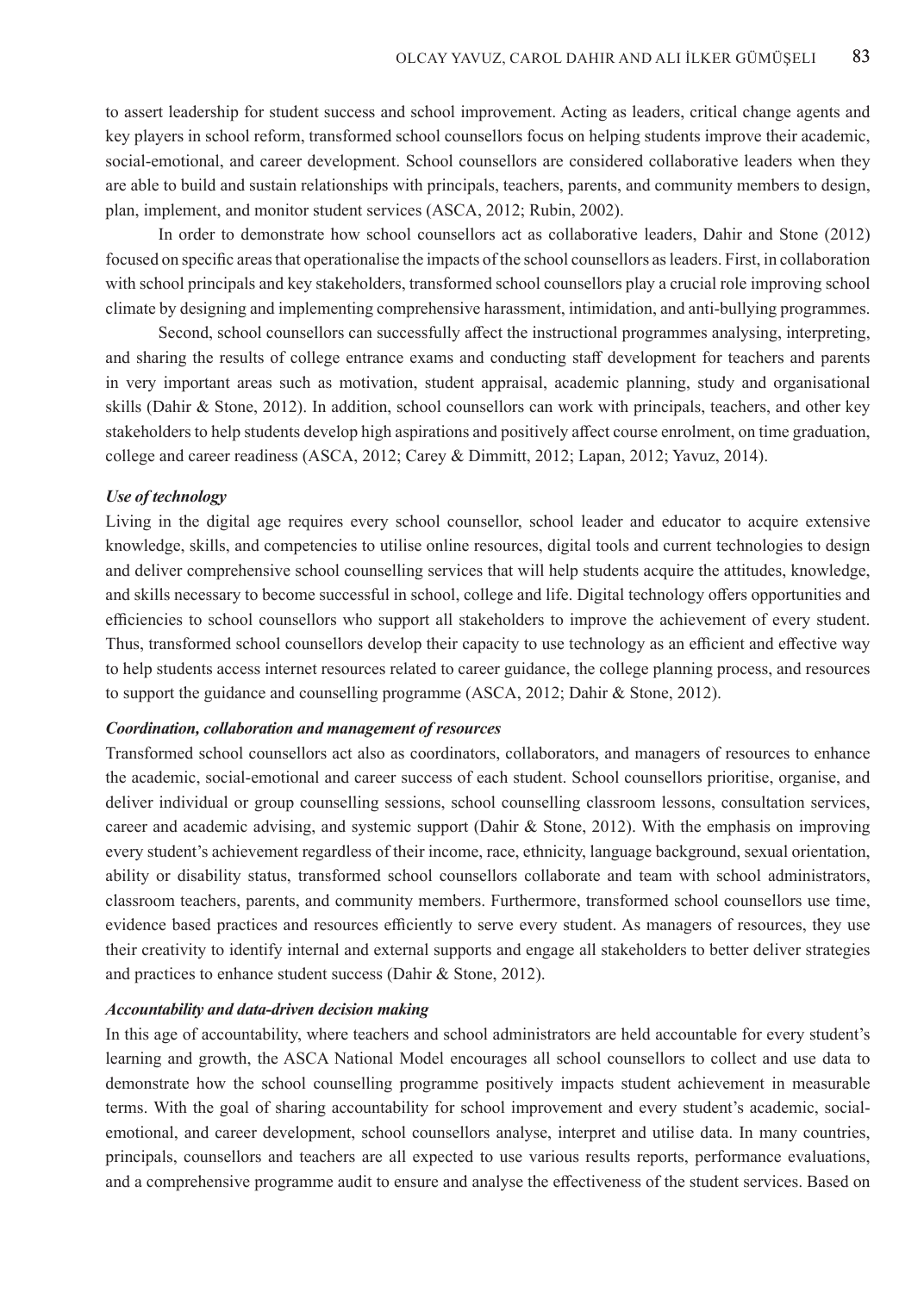to assert leadership for student success and school improvement. Acting as leaders, critical change agents and key players in school reform, transformed school counsellors focus on helping students improve their academic, social-emotional, and career development. School counsellors are considered collaborative leaders when they are able to build and sustain relationships with principals, teachers, parents, and community members to design, plan, implement, and monitor student services (ASCA, 2012; Rubin, 2002).

In order to demonstrate how school counsellors act as collaborative leaders, Dahir and Stone (2012) focused on specific areas that operationalise the impacts of the school counsellors as leaders. First, in collaboration with school principals and key stakeholders, transformed school counsellors play a crucial role improving school climate by designing and implementing comprehensive harassment, intimidation, and anti-bullying programmes.

Second, school counsellors can successfully affect the instructional programmes analysing, interpreting, and sharing the results of college entrance exams and conducting staff development for teachers and parents in very important areas such as motivation, student appraisal, academic planning, study and organisational skills (Dahir & Stone, 2012). In addition, school counsellors can work with principals, teachers, and other key stakeholders to help students develop high aspirations and positively affect course enrolment, on time graduation, college and career readiness (ASCA, 2012; Carey & Dimmitt, 2012; Lapan, 2012; Yavuz, 2014).

***Use of technology***

Living in the digital age requires every school counsellor, school leader and educator to acquire extensive knowledge, skills, and competencies to utilise online resources, digital tools and current technologies to design and deliver comprehensive school counselling services that will help students acquire the attitudes, knowledge, and skills necessary to become successful in school, college and life. Digital technology offers opportunities and efficiencies to school counsellors who support all stakeholders to improve the achievement of every student. Thus, transformed school counsellors develop their capacity to use technology as an efficient and effective way to help students access internet resources related to career guidance, the college planning process, and resources to support the guidance and counselling programme (ASCA, 2012; Dahir & Stone, 2012).

***Coordination, collaboration and management of resources***

Transformed school counsellors act also as coordinators, collaborators, and managers of resources to enhance the academic, social-emotional and career success of each student. School counsellors prioritise, organise, and deliver individual or group counselling sessions, school counselling classroom lessons, consultation services, career and academic advising, and systemic support (Dahir & Stone, 2012). With the emphasis on improving every student's achievement regardless of their income, race, ethnicity, language background, sexual orientation, ability or disability status, transformed school counsellors collaborate and team with school administrators, classroom teachers, parents, and community members. Furthermore, transformed school counsellors use time, evidence based practices and resources efficiently to serve every student. As managers of resources, they use their creativity to identify internal and external supports and engage all stakeholders to better deliver strategies and practices to enhance student success (Dahir & Stone, 2012).

***Accountability and data-driven decision making***

In this age of accountability, where teachers and school administrators are held accountable for every student's learning and growth, the ASCA National Model encourages all school counsellors to collect and use data to demonstrate how the school counselling programme positively impacts student achievement in measurable terms. With the goal of sharing accountability for school improvement and every student's academic, social-emotional, and career development, school counsellors analyse, interpret and utilise data. In many countries, principals, counsellors and teachers are all expected to use various results reports, performance evaluations, and a comprehensive programme audit to ensure and analyse the effectiveness of the student services. Based on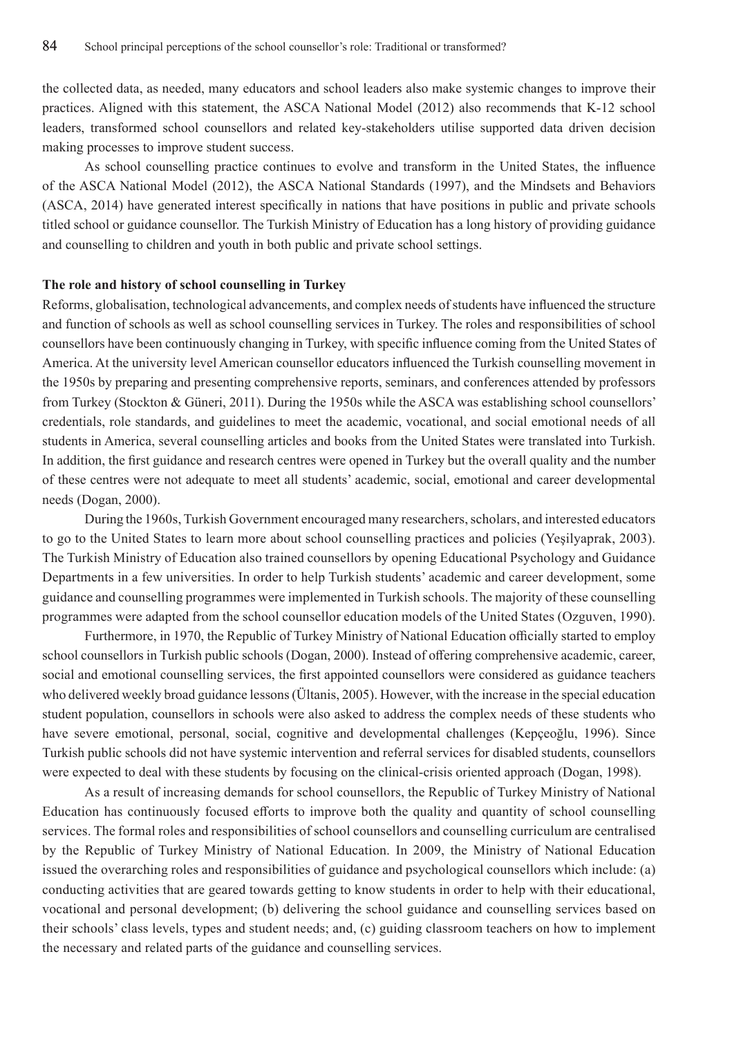the collected data, as needed, many educators and school leaders also make systemic changes to improve their practices. Aligned with this statement, the ASCA National Model (2012) also recommends that K-12 school leaders, transformed school counsellors and related key-stakeholders utilise supported data driven decision making processes to improve student success.

As school counselling practice continues to evolve and transform in the United States, the influence of the ASCA National Model (2012), the ASCA National Standards (1997), and the Mindsets and Behaviors (ASCA, 2014) have generated interest specifically in nations that have positions in public and private schools titled school or guidance counsellor. The Turkish Ministry of Education has a long history of providing guidance and counselling to children and youth in both public and private school settings.

**The role and history of school counselling in Turkey**

Reforms, globalisation, technological advancements, and complex needs of students have influenced the structure and function of schools as well as school counselling services in Turkey. The roles and responsibilities of school counsellors have been continuously changing in Turkey, with specific influence coming from the United States of America. At the university level American counsellor educators influenced the Turkish counselling movement in the 1950s by preparing and presenting comprehensive reports, seminars, and conferences attended by professors from Turkey (Stockton & Güneri, 2011). During the 1950s while the ASCA was establishing school counsellors' credentials, role standards, and guidelines to meet the academic, vocational, and social emotional needs of all students in America, several counselling articles and books from the United States were translated into Turkish. In addition, the first guidance and research centres were opened in Turkey but the overall quality and the number of these centres were not adequate to meet all students' academic, social, emotional and career developmental needs (Dogan, 2000).

During the 1960s, Turkish Government encouraged many researchers, scholars, and interested educators to go to the United States to learn more about school counselling practices and policies (Yeşilyaprak, 2003). The Turkish Ministry of Education also trained counsellors by opening Educational Psychology and Guidance Departments in a few universities. In order to help Turkish students' academic and career development, some guidance and counselling programmes were implemented in Turkish schools. The majority of these counselling programmes were adapted from the school counsellor education models of the United States (Ozguven, 1990).

Furthermore, in 1970, the Republic of Turkey Ministry of National Education officially started to employ school counsellors in Turkish public schools (Dogan, 2000). Instead of offering comprehensive academic, career, social and emotional counselling services, the first appointed counsellors were considered as guidance teachers who delivered weekly broad guidance lessons (Ültanis, 2005). However, with the increase in the special education student population, counsellors in schools were also asked to address the complex needs of these students who have severe emotional, personal, social, cognitive and developmental challenges (Kepçeoğlu, 1996). Since Turkish public schools did not have systemic intervention and referral services for disabled students, counsellors were expected to deal with these students by focusing on the clinical-crisis oriented approach (Dogan, 1998).

As a result of increasing demands for school counsellors, the Republic of Turkey Ministry of National Education has continuously focused efforts to improve both the quality and quantity of school counselling services. The formal roles and responsibilities of school counsellors and counselling curriculum are centralised by the Republic of Turkey Ministry of National Education. In 2009, the Ministry of National Education issued the overarching roles and responsibilities of guidance and psychological counsellors which include: (a) conducting activities that are geared towards getting to know students in order to help with their educational, vocational and personal development; (b) delivering the school guidance and counselling services based on their schools' class levels, types and student needs; and, (c) guiding classroom teachers on how to implement the necessary and related parts of the guidance and counselling services.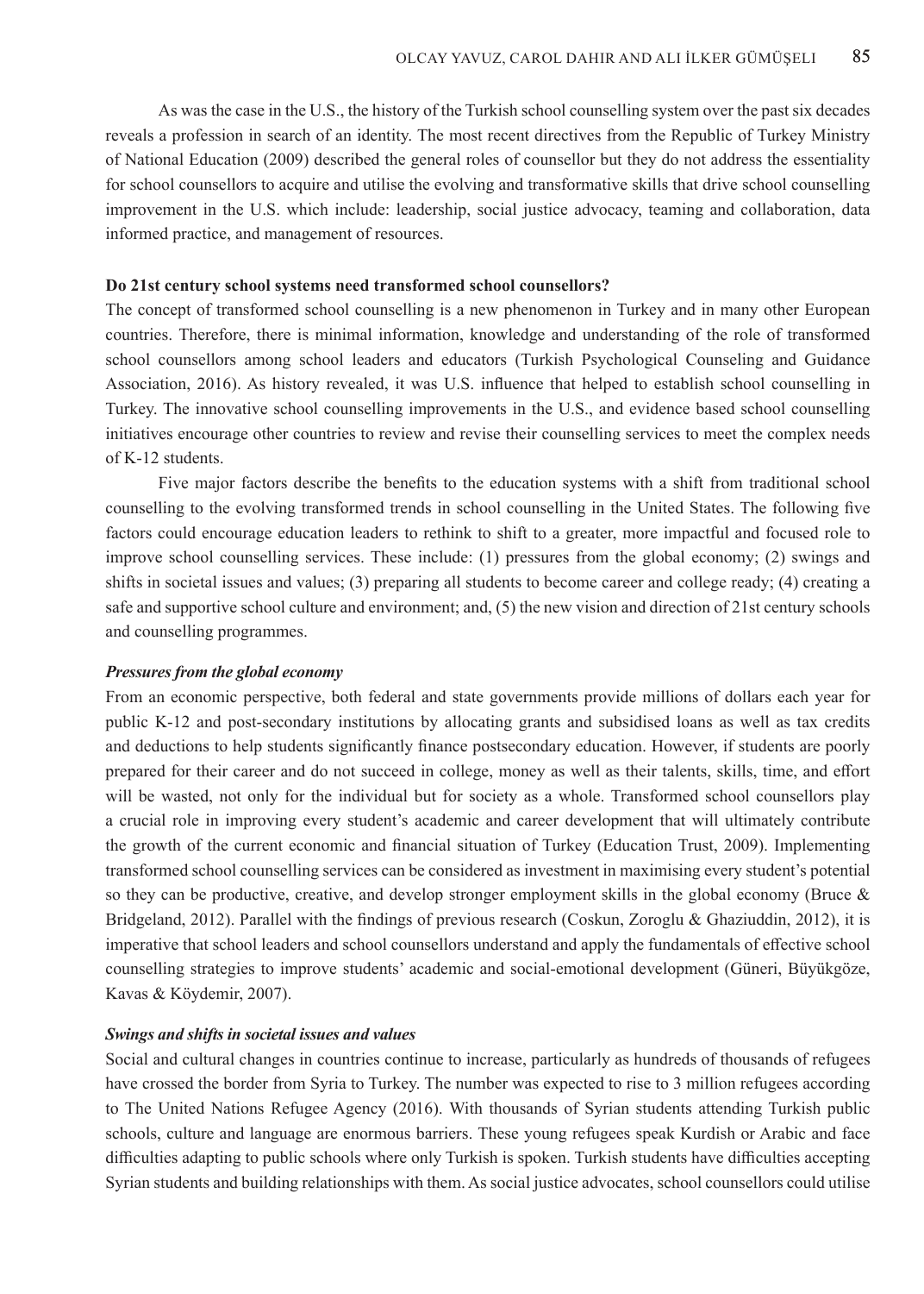As was the case in the U.S., the history of the Turkish school counselling system over the past six decades reveals a profession in search of an identity. The most recent directives from the Republic of Turkey Ministry of National Education (2009) described the general roles of counsellor but they do not address the essentiality for school counsellors to acquire and utilise the evolving and transformative skills that drive school counselling improvement in the U.S. which include: leadership, social justice advocacy, teaming and collaboration, data informed practice, and management of resources.

### Do 21st century school systems need transformed school counsellors?

The concept of transformed school counselling is a new phenomenon in Turkey and in many other European countries. Therefore, there is minimal information, knowledge and understanding of the role of transformed school counsellors among school leaders and educators (Turkish Psychological Counseling and Guidance Association, 2016). As history revealed, it was U.S. influence that helped to establish school counselling in Turkey. The innovative school counselling improvements in the U.S., and evidence based school counselling initiatives encourage other countries to review and revise their counselling services to meet the complex needs of K-12 students.

Five major factors describe the benefits to the education systems with a shift from traditional school counselling to the evolving transformed trends in school counselling in the United States. The following five factors could encourage education leaders to rethink to shift to a greater, more impactful and focused role to improve school counselling services. These include: (1) pressures from the global economy; (2) swings and shifts in societal issues and values; (3) preparing all students to become career and college ready; (4) creating a safe and supportive school culture and environment; and, (5) the new vision and direction of 21st century schools and counselling programmes.

#### *Pressures from the global economy*

From an economic perspective, both federal and state governments provide millions of dollars each year for public K-12 and post-secondary institutions by allocating grants and subsidised loans as well as tax credits and deductions to help students significantly finance postsecondary education. However, if students are poorly prepared for their career and do not succeed in college, money as well as their talents, skills, time, and effort will be wasted, not only for the individual but for society as a whole. Transformed school counsellors play a crucial role in improving every student's academic and career development that will ultimately contribute the growth of the current economic and financial situation of Turkey (Education Trust, 2009). Implementing transformed school counselling services can be considered as investment in maximising every student's potential so they can be productive, creative, and develop stronger employment skills in the global economy (Bruce & Bridgeland, 2012). Parallel with the findings of previous research (Coskun, Zoroglu & Ghaziuddin, 2012), it is imperative that school leaders and school counsellors understand and apply the fundamentals of effective school counselling strategies to improve students' academic and social-emotional development (Güneri, Büyükgöze, Kavas & Köydemir, 2007).

#### *Swings and shifts in societal issues and values*

Social and cultural changes in countries continue to increase, particularly as hundreds of thousands of refugees have crossed the border from Syria to Turkey. The number was expected to rise to 3 million refugees according to The United Nations Refugee Agency (2016). With thousands of Syrian students attending Turkish public schools, culture and language are enormous barriers. These young refugees speak Kurdish or Arabic and face difficulties adapting to public schools where only Turkish is spoken. Turkish students have difficulties accepting Syrian students and building relationships with them. As social justice advocates, school counsellors could utilise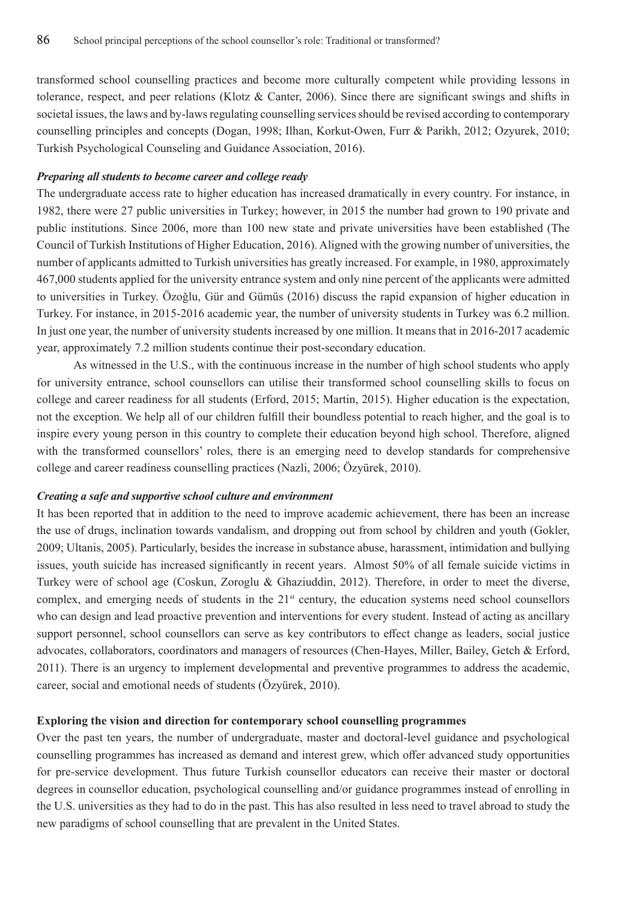transformed school counselling practices and become more culturally competent while providing lessons in tolerance, respect, and peer relations (Klotz & Canter, 2006). Since there are significant swings and shifts in societal issues, the laws and by-laws regulating counselling services should be revised according to contemporary counselling principles and concepts (Dogan, 1998; Ilhan, Korkut-Owen, Furr & Parikh, 2012; Ozyurek, 2010; Turkish Psychological Counseling and Guidance Association, 2016).

***Preparing all students to become career and college ready***

The undergraduate access rate to higher education has increased dramatically in every country. For instance, in 1982, there were 27 public universities in Turkey; however, in 2015 the number had grown to 190 private and public institutions. Since 2006, more than 100 new state and private universities have been established (The Council of Turkish Institutions of Higher Education, 2016). Aligned with the growing number of universities, the number of applicants admitted to Turkish universities has greatly increased. For example, in 1980, approximately 467,000 students applied for the university entrance system and only nine percent of the applicants were admitted to universities in Turkey. Özoğlu, Gür and Gümüs (2016) discuss the rapid expansion of higher education in Turkey. For instance, in 2015-2016 academic year, the number of university students in Turkey was 6.2 million. In just one year, the number of university students increased by one million. It means that in 2016-2017 academic year, approximately 7.2 million students continue their post-secondary education.

As witnessed in the U.S., with the continuous increase in the number of high school students who apply for university entrance, school counsellors can utilise their transformed school counselling skills to focus on college and career readiness for all students (Erford, 2015; Martin, 2015). Higher education is the expectation, not the exception. We help all of our children fulfill their boundless potential to reach higher, and the goal is to inspire every young person in this country to complete their education beyond high school. Therefore, aligned with the transformed counsellors' roles, there is an emerging need to develop standards for comprehensive college and career readiness counselling practices (Nazli, 2006; Özyürek, 2010).

***Creating a safe and supportive school culture and environment***

It has been reported that in addition to the need to improve academic achievement, there has been an increase the use of drugs, inclination towards vandalism, and dropping out from school by children and youth (Gokler, 2009; Ultanis, 2005). Particularly, besides the increase in substance abuse, harassment, intimidation and bullying issues, youth suicide has increased significantly in recent years. Almost 50% of all female suicide victims in Turkey were of school age (Coskun, Zoroglu & Ghaziuddin, 2012). Therefore, in order to meet the diverse, complex, and emerging needs of students in the 21st century, the education systems need school counsellors who can design and lead proactive prevention and interventions for every student. Instead of acting as ancillary support personnel, school counsellors can serve as key contributors to effect change as leaders, social justice advocates, collaborators, coordinators and managers of resources (Chen-Hayes, Miller, Bailey, Getch & Erford, 2011). There is an urgency to implement developmental and preventive programmes to address the academic, career, social and emotional needs of students (Özyürek, 2010).

**Exploring the vision and direction for contemporary school counselling programmes**

Over the past ten years, the number of undergraduate, master and doctoral-level guidance and psychological counselling programmes has increased as demand and interest grew, which offer advanced study opportunities for pre-service development. Thus future Turkish counsellor educators can receive their master or doctoral degrees in counsellor education, psychological counselling and/or guidance programmes instead of enrolling in the U.S. universities as they had to do in the past. This has also resulted in less need to travel abroad to study the new paradigms of school counselling that are prevalent in the United States.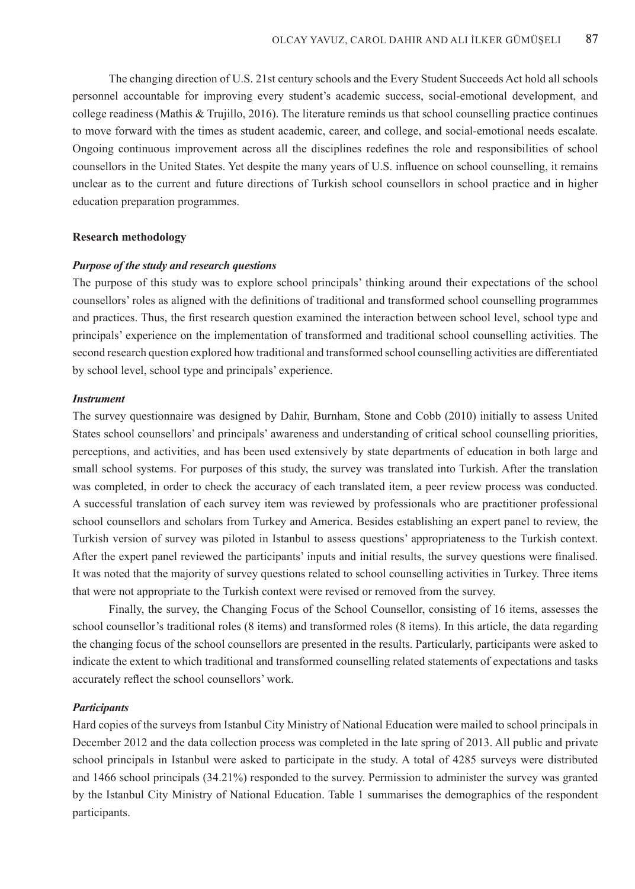The changing direction of U.S. 21st century schools and the Every Student Succeeds Act hold all schools personnel accountable for improving every student's academic success, social-emotional development, and college readiness (Mathis & Trujillo, 2016). The literature reminds us that school counselling practice continues to move forward with the times as student academic, career, and college, and social-emotional needs escalate. Ongoing continuous improvement across all the disciplines redefines the role and responsibilities of school counsellors in the United States. Yet despite the many years of U.S. influence on school counselling, it remains unclear as to the current and future directions of Turkish school counsellors in school practice and in higher education preparation programmes.

## Research methodology

### *Purpose of the study and research questions*

The purpose of this study was to explore school principals' thinking around their expectations of the school counsellors' roles as aligned with the definitions of traditional and transformed school counselling programmes and practices. Thus, the first research question examined the interaction between school level, school type and principals' experience on the implementation of transformed and traditional school counselling activities. The second research question explored how traditional and transformed school counselling activities are differentiated by school level, school type and principals' experience.

### *Instrument*

The survey questionnaire was designed by Dahir, Burnham, Stone and Cobb (2010) initially to assess United States school counsellors' and principals' awareness and understanding of critical school counselling priorities, perceptions, and activities, and has been used extensively by state departments of education in both large and small school systems. For purposes of this study, the survey was translated into Turkish. After the translation was completed, in order to check the accuracy of each translated item, a peer review process was conducted. A successful translation of each survey item was reviewed by professionals who are practitioner professional school counsellors and scholars from Turkey and America. Besides establishing an expert panel to review, the Turkish version of survey was piloted in Istanbul to assess questions' appropriateness to the Turkish context. After the expert panel reviewed the participants' inputs and initial results, the survey questions were finalised. It was noted that the majority of survey questions related to school counselling activities in Turkey. Three items that were not appropriate to the Turkish context were revised or removed from the survey.

Finally, the survey, the Changing Focus of the School Counsellor, consisting of 16 items, assesses the school counsellor's traditional roles (8 items) and transformed roles (8 items). In this article, the data regarding the changing focus of the school counsellors are presented in the results. Particularly, participants were asked to indicate the extent to which traditional and transformed counselling related statements of expectations and tasks accurately reflect the school counsellors' work.

### *Participants*

Hard copies of the surveys from Istanbul City Ministry of National Education were mailed to school principals in December 2012 and the data collection process was completed in the late spring of 2013. All public and private school principals in Istanbul were asked to participate in the study. A total of 4285 surveys were distributed and 1466 school principals (34.21%) responded to the survey. Permission to administer the survey was granted by the Istanbul City Ministry of National Education. Table 1 summarises the demographics of the respondent participants.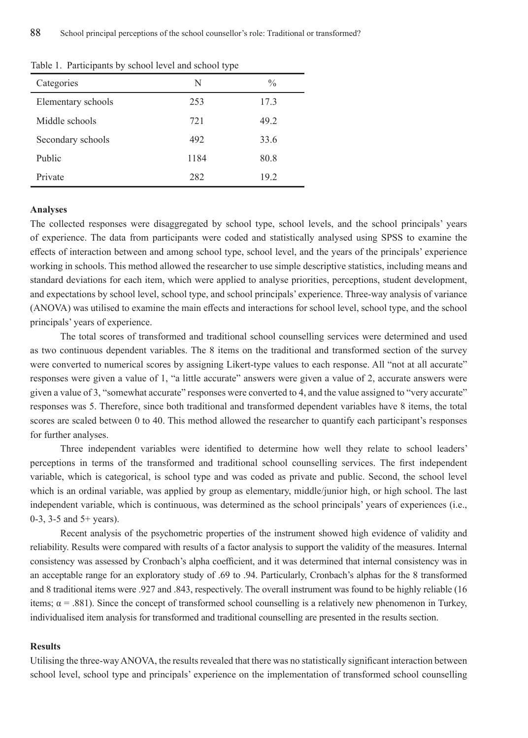Table 1. Participants by school level and school type

| Categories | N | % |
|---|---|---|
| Elementary schools | 253 | 17.3 |
| Middle schools | 721 | 49.2 |
| Secondary schools | 492 | 33.6 |
| Public | 1184 | 80.8 |
| Private | 282 | 19.2 |

**Analyses**

The collected responses were disaggregated by school type, school levels, and the school principals' years of experience. The data from participants were coded and statistically analysed using SPSS to examine the effects of interaction between and among school type, school level, and the years of the principals' experience working in schools. This method allowed the researcher to use simple descriptive statistics, including means and standard deviations for each item, which were applied to analyse priorities, perceptions, student development, and expectations by school level, school type, and school principals' experience. Three-way analysis of variance (ANOVA) was utilised to examine the main effects and interactions for school level, school type, and the school principals' years of experience.

The total scores of transformed and traditional school counselling services were determined and used as two continuous dependent variables. The 8 items on the traditional and transformed section of the survey were converted to numerical scores by assigning Likert-type values to each response. All "not at all accurate" responses were given a value of 1, "a little accurate" answers were given a value of 2, accurate answers were given a value of 3, "somewhat accurate" responses were converted to 4, and the value assigned to "very accurate" responses was 5. Therefore, since both traditional and transformed dependent variables have 8 items, the total scores are scaled between 0 to 40. This method allowed the researcher to quantify each participant's responses for further analyses.

Three independent variables were identified to determine how well they relate to school leaders' perceptions in terms of the transformed and traditional school counselling services. The first independent variable, which is categorical, is school type and was coded as private and public. Second, the school level which is an ordinal variable, was applied by group as elementary, middle/junior high, or high school. The last independent variable, which is continuous, was determined as the school principals' years of experiences (i.e., 0-3, 3-5 and 5+ years).

Recent analysis of the psychometric properties of the instrument showed high evidence of validity and reliability. Results were compared with results of a factor analysis to support the validity of the measures. Internal consistency was assessed by Cronbach's alpha coefficient, and it was determined that internal consistency was in an acceptable range for an exploratory study of .69 to .94. Particularly, Cronbach's alphas for the 8 transformed and 8 traditional items were .927 and .843, respectively. The overall instrument was found to be highly reliable (16 items; $\alpha = .881$). Since the concept of transformed school counselling is a relatively new phenomenon in Turkey, individualised item analysis for transformed and traditional counselling are presented in the results section.

**Results**

Utilising the three-way ANOVA, the results revealed that there was no statistically significant interaction between school level, school type and principals' experience on the implementation of transformed school counselling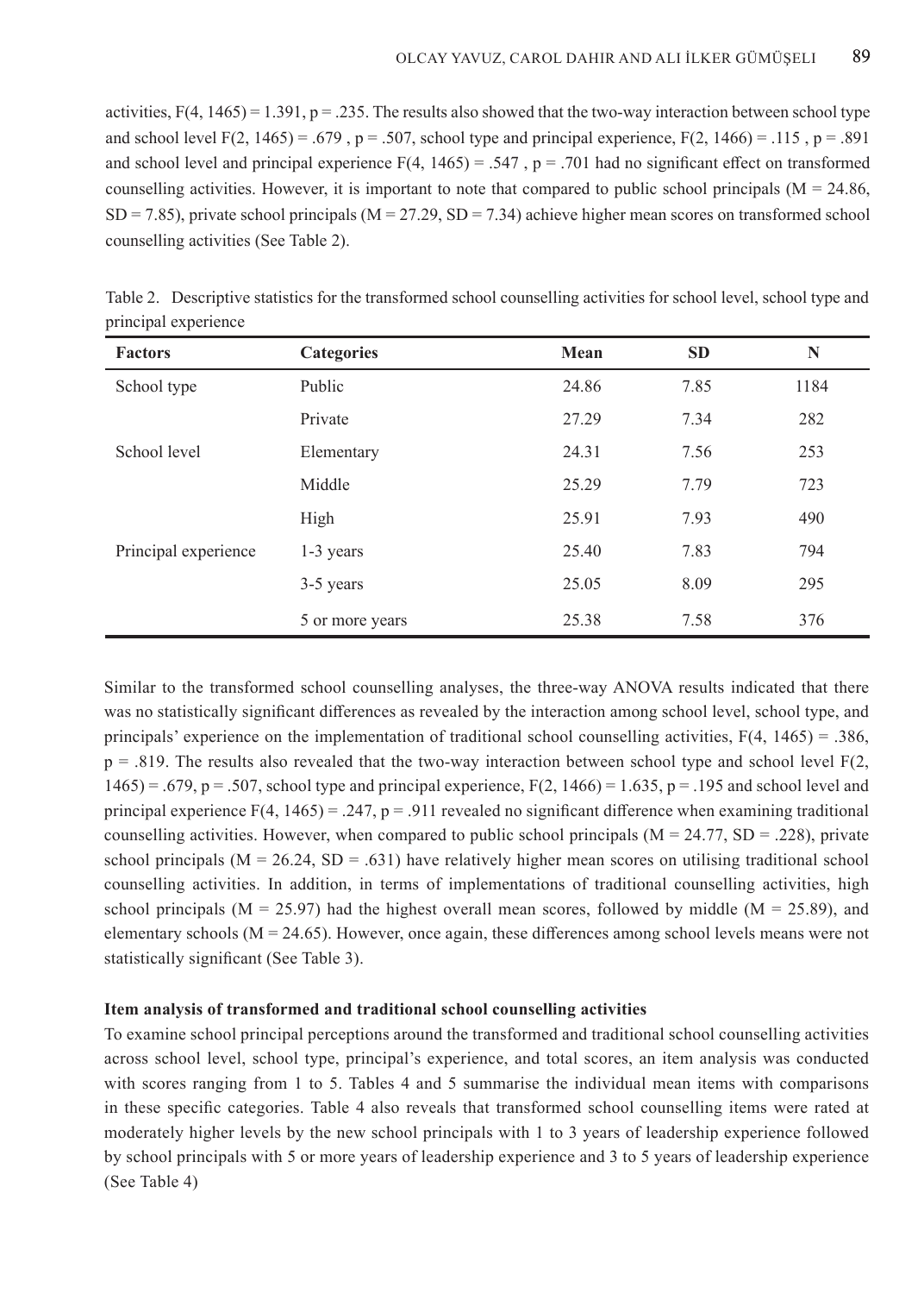activities, $F(4, 1465) = 1.391$, $p = .235$. The results also showed that the two-way interaction between school type and school level $F(2, 1465) = .679$ , $p = .507$, school type and principal experience, $F(2, 1466) = .115$ , $p = .891$ and school level and principal experience $F(4, 1465) = .547$ , $p = .701$ had no significant effect on transformed counselling activities. However, it is important to note that compared to public school principals ($M = 24.86$, $SD = 7.85$), private school principals ($M = 27.29$, $SD = 7.34$) achieve higher mean scores on transformed school counselling activities (See Table 2).

Table 2. Descriptive statistics for the transformed school counselling activities for school level, school type and principal experience

| Factors | Categories | Mean | SD | N |
|---|---|---|---|---|
| School type | Public | 24.86 | 7.85 | 1184 |
| | Private | 27.29 | 7.34 | 282 |
| School level | Elementary | 24.31 | 7.56 | 253 |
| | Middle | 25.29 | 7.79 | 723 |
| | High | 25.91 | 7.93 | 490 |
| Principal experience | 1-3 years | 25.40 | 7.83 | 794 |
| | 3-5 years | 25.05 | 8.09 | 295 |
| | 5 or more years | 25.38 | 7.58 | 376 |

Similar to the transformed school counselling analyses, the three-way ANOVA results indicated that there was no statistically significant differences as revealed by the interaction among school level, school type, and principals' experience on the implementation of traditional school counselling activities, $F(4, 1465) = .386$, $p = .819$. The results also revealed that the two-way interaction between school type and school level $F(2, 1465) = .679$, $p = .507$, school type and principal experience, $F(2, 1466) = 1.635$, $p = .195$ and school level and principal experience $F(4, 1465) = .247$, $p = .911$ revealed no significant difference when examining traditional counselling activities. However, when compared to public school principals ($M = 24.77$, $SD = .228$), private school principals ($M = 26.24$, $SD = .631$) have relatively higher mean scores on utilising traditional school counselling activities. In addition, in terms of implementations of traditional counselling activities, high school principals ($M = 25.97$) had the highest overall mean scores, followed by middle ($M = 25.89$), and elementary schools ($M = 24.65$). However, once again, these differences among school levels means were not statistically significant (See Table 3).

**Item analysis of transformed and traditional school counselling activities**

To examine school principal perceptions around the transformed and traditional school counselling activities across school level, school type, principal's experience, and total scores, an item analysis was conducted with scores ranging from 1 to 5. Tables 4 and 5 summarise the individual mean items with comparisons in these specific categories. Table 4 also reveals that transformed school counselling items were rated at moderately higher levels by the new school principals with 1 to 3 years of leadership experience followed by school principals with 5 or more years of leadership experience and 3 to 5 years of leadership experience (See Table 4)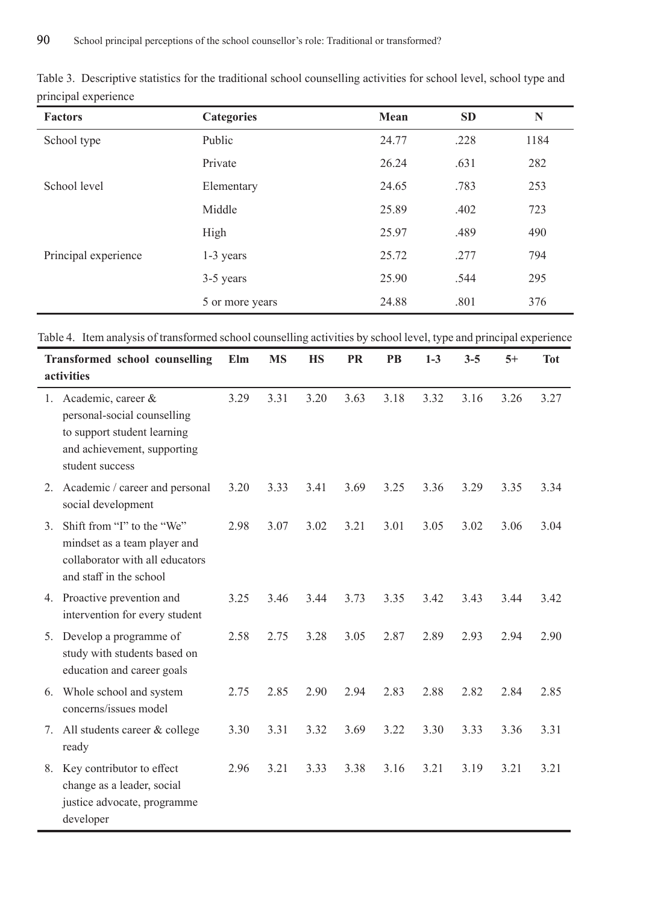Table 3. Descriptive statistics for the traditional school counselling activities for school level, school type and principal experience

| Factors | Categories | Mean | SD | N |
|---|---|---|---|---|
| School type | Public | 24.77 | .228 | 1184 |
| | Private | 26.24 | .631 | 282 |
| School level | Elementary | 24.65 | .783 | 253 |
| | Middle | 25.89 | .402 | 723 |
| | High | 25.97 | .489 | 490 |
| Principal experience | 1-3 years | 25.72 | .277 | 794 |
| | 3-5 years | 25.90 | .544 | 295 |
| | 5 or more years | 24.88 | .801 | 376 |

Table 4. Item analysis of transformed school counselling activities by school level, type and principal experience

| Transformed school counselling activities | Elm | MS | HS | PR | PB | 1-3 | 3-5 | 5+ | Tot |
|---|---|---|---|---|---|---|---|---|---|
| 1. Academic, career & personal-social counselling to support student learning and achievement, supporting student success | 3.29 | 3.31 | 3.20 | 3.63 | 3.18 | 3.32 | 3.16 | 3.26 | 3.27 |
| 2. Academic / career and personal social development | 3.20 | 3.33 | 3.41 | 3.69 | 3.25 | 3.36 | 3.29 | 3.35 | 3.34 |
| 3. Shift from "I" to the "We" mindset as a team player and collaborator with all educators and staff in the school | 2.98 | 3.07 | 3.02 | 3.21 | 3.01 | 3.05 | 3.02 | 3.06 | 3.04 |
| 4. Proactive prevention and intervention for every student | 3.25 | 3.46 | 3.44 | 3.73 | 3.35 | 3.42 | 3.43 | 3.44 | 3.42 |
| 5. Develop a programme of study with students based on education and career goals | 2.58 | 2.75 | 3.28 | 3.05 | 2.87 | 2.89 | 2.93 | 2.94 | 2.90 |
| 6. Whole school and system concerns/issues model | 2.75 | 2.85 | 2.90 | 2.94 | 2.83 | 2.88 | 2.82 | 2.84 | 2.85 |
| 7. All students career & college ready | 3.30 | 3.31 | 3.32 | 3.69 | 3.22 | 3.30 | 3.33 | 3.36 | 3.31 |
| 8. Key contributor to effect change as a leader, social justice advocate, programme developer | 2.96 | 3.21 | 3.33 | 3.38 | 3.16 | 3.21 | 3.19 | 3.21 | 3.21 |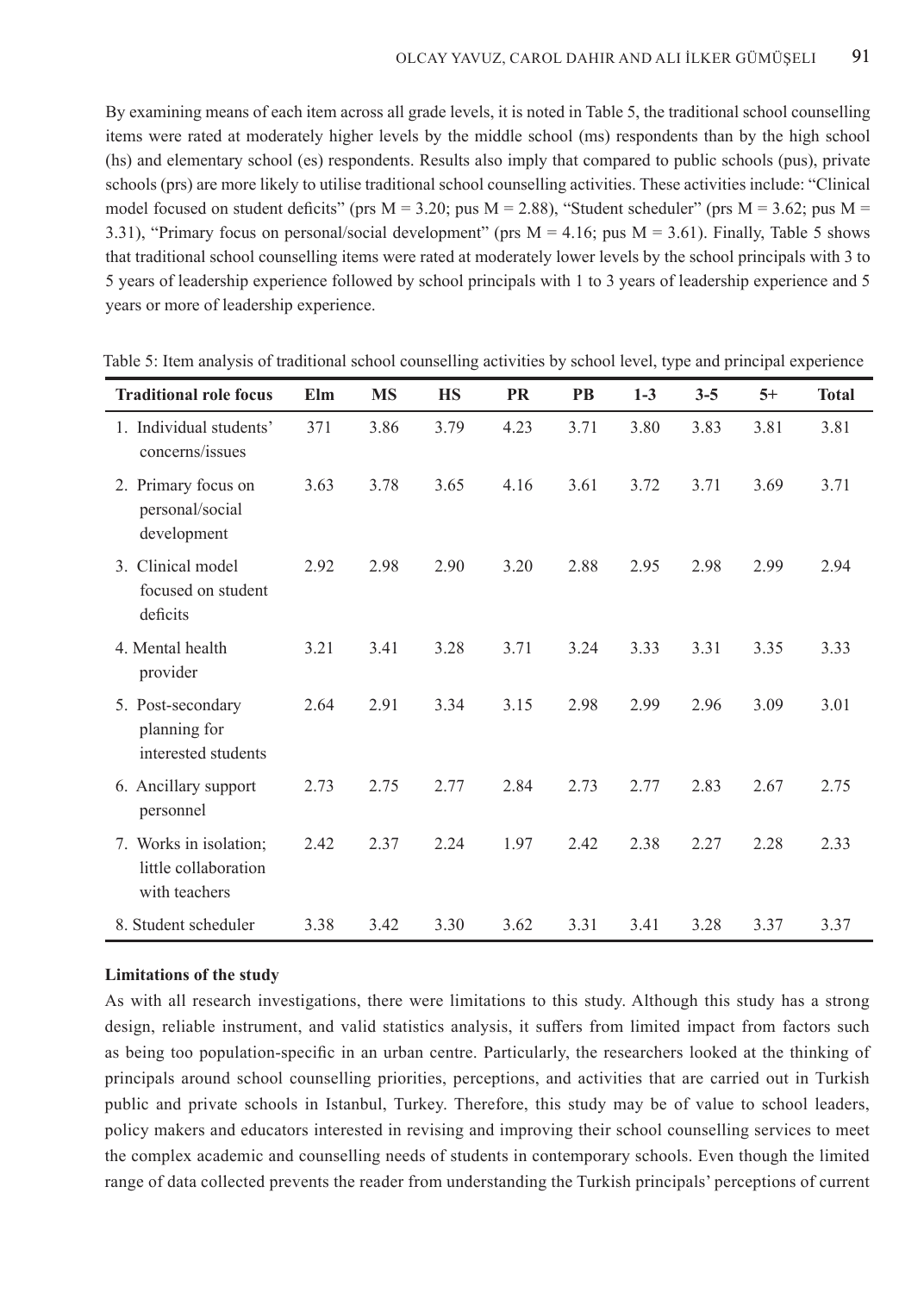By examining means of each item across all grade levels, it is noted in Table 5, the traditional school counselling items were rated at moderately higher levels by the middle school (ms) respondents than by the high school (hs) and elementary school (es) respondents. Results also imply that compared to public schools (pus), private schools (prs) are more likely to utilise traditional school counselling activities. These activities include: "Clinical model focused on student deficits" (prs M = 3.20; pus M = 2.88), "Student scheduler" (prs M = 3.62; pus M = 3.31), "Primary focus on personal/social development" (prs M = 4.16; pus M = 3.61). Finally, Table 5 shows that traditional school counselling items were rated at moderately lower levels by the school principals with 3 to 5 years of leadership experience followed by school principals with 1 to 3 years of leadership experience and 5 years or more of leadership experience.

Table 5: Item analysis of traditional school counselling activities by school level, type and principal experience

| Traditional role focus | Elm | MS | HS | PR | PB | 1-3 | 3-5 | 5+ | Total |
|---|---|---|---|---|---|---|---|---|---|
| 1. Individual students' concerns/issues | 371 | 3.86 | 3.79 | 4.23 | 3.71 | 3.80 | 3.83 | 3.81 | 3.81 |
| 2. Primary focus on personal/social development | 3.63 | 3.78 | 3.65 | 4.16 | 3.61 | 3.72 | 3.71 | 3.69 | 3.71 |
| 3. Clinical model focused on student deficits | 2.92 | 2.98 | 2.90 | 3.20 | 2.88 | 2.95 | 2.98 | 2.99 | 2.94 |
| 4. Mental health provider | 3.21 | 3.41 | 3.28 | 3.71 | 3.24 | 3.33 | 3.31 | 3.35 | 3.33 |
| 5. Post-secondary planning for interested students | 2.64 | 2.91 | 3.34 | 3.15 | 2.98 | 2.99 | 2.96 | 3.09 | 3.01 |
| 6. Ancillary support personnel | 2.73 | 2.75 | 2.77 | 2.84 | 2.73 | 2.77 | 2.83 | 2.67 | 2.75 |
| 7. Works in isolation; little collaboration with teachers | 2.42 | 2.37 | 2.24 | 1.97 | 2.42 | 2.38 | 2.27 | 2.28 | 2.33 |
| 8. Student scheduler | 3.38 | 3.42 | 3.30 | 3.62 | 3.31 | 3.41 | 3.28 | 3.37 | 3.37 |

**Limitations of the study**

As with all research investigations, there were limitations to this study. Although this study has a strong design, reliable instrument, and valid statistics analysis, it suffers from limited impact from factors such as being too population-specific in an urban centre. Particularly, the researchers looked at the thinking of principals around school counselling priorities, perceptions, and activities that are carried out in Turkish public and private schools in Istanbul, Turkey. Therefore, this study may be of value to school leaders, policy makers and educators interested in revising and improving their school counselling services to meet the complex academic and counselling needs of students in contemporary schools. Even though the limited range of data collected prevents the reader from understanding the Turkish principals' perceptions of current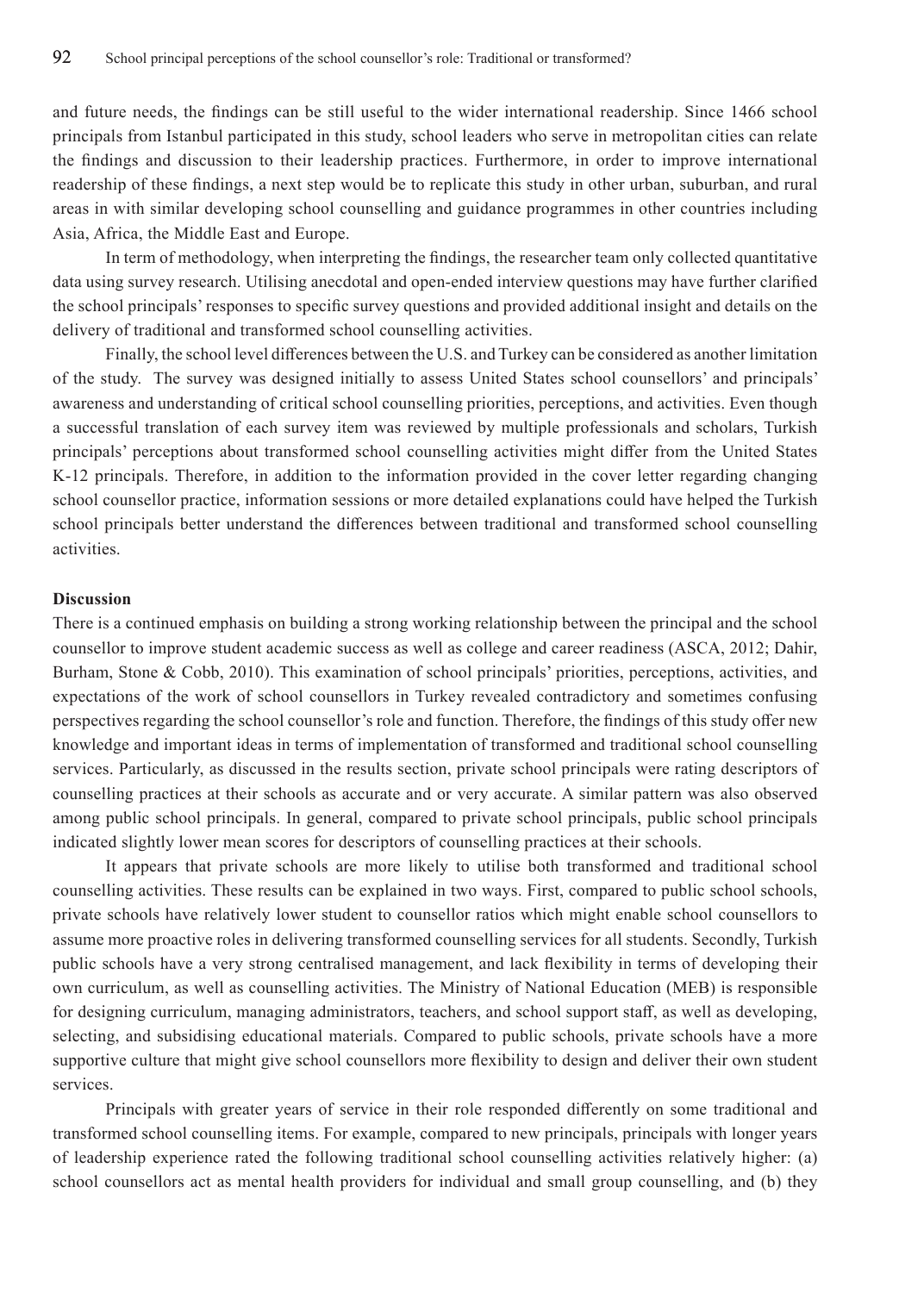and future needs, the findings can be still useful to the wider international readership. Since 1466 school principals from Istanbul participated in this study, school leaders who serve in metropolitan cities can relate the findings and discussion to their leadership practices. Furthermore, in order to improve international readership of these findings, a next step would be to replicate this study in other urban, suburban, and rural areas in with similar developing school counselling and guidance programmes in other countries including Asia, Africa, the Middle East and Europe.

In term of methodology, when interpreting the findings, the researcher team only collected quantitative data using survey research. Utilising anecdotal and open-ended interview questions may have further clarified the school principals' responses to specific survey questions and provided additional insight and details on the delivery of traditional and transformed school counselling activities.

Finally, the school level differences between the U.S. and Turkey can be considered as another limitation of the study. The survey was designed initially to assess United States school counsellors' and principals' awareness and understanding of critical school counselling priorities, perceptions, and activities. Even though a successful translation of each survey item was reviewed by multiple professionals and scholars, Turkish principals' perceptions about transformed school counselling activities might differ from the United States K-12 principals. Therefore, in addition to the information provided in the cover letter regarding changing school counsellor practice, information sessions or more detailed explanations could have helped the Turkish school principals better understand the differences between traditional and transformed school counselling activities.

### Discussion

There is a continued emphasis on building a strong working relationship between the principal and the school counsellor to improve student academic success as well as college and career readiness (ASCA, 2012; Dahir, Burham, Stone & Cobb, 2010). This examination of school principals' priorities, perceptions, activities, and expectations of the work of school counsellors in Turkey revealed contradictory and sometimes confusing perspectives regarding the school counsellor's role and function. Therefore, the findings of this study offer new knowledge and important ideas in terms of implementation of transformed and traditional school counselling services. Particularly, as discussed in the results section, private school principals were rating descriptors of counselling practices at their schools as accurate and or very accurate. A similar pattern was also observed among public school principals. In general, compared to private school principals, public school principals indicated slightly lower mean scores for descriptors of counselling practices at their schools.

It appears that private schools are more likely to utilise both transformed and traditional school counselling activities. These results can be explained in two ways. First, compared to public school schools, private schools have relatively lower student to counsellor ratios which might enable school counsellors to assume more proactive roles in delivering transformed counselling services for all students. Secondly, Turkish public schools have a very strong centralised management, and lack flexibility in terms of developing their own curriculum, as well as counselling activities. The Ministry of National Education (MEB) is responsible for designing curriculum, managing administrators, teachers, and school support staff, as well as developing, selecting, and subsidising educational materials. Compared to public schools, private schools have a more supportive culture that might give school counsellors more flexibility to design and deliver their own student services.

Principals with greater years of service in their role responded differently on some traditional and transformed school counselling items. For example, compared to new principals, principals with longer years of leadership experience rated the following traditional school counselling activities relatively higher: (a) school counsellors act as mental health providers for individual and small group counselling, and (b) they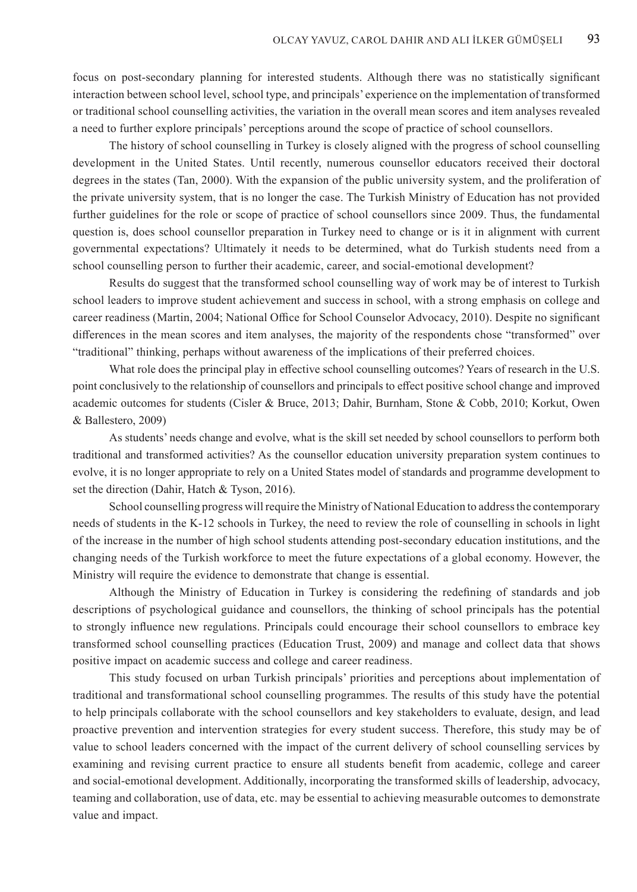focus on post-secondary planning for interested students. Although there was no statistically significant interaction between school level, school type, and principals' experience on the implementation of transformed or traditional school counselling activities, the variation in the overall mean scores and item analyses revealed a need to further explore principals' perceptions around the scope of practice of school counsellors.

The history of school counselling in Turkey is closely aligned with the progress of school counselling development in the United States. Until recently, numerous counsellor educators received their doctoral degrees in the states (Tan, 2000). With the expansion of the public university system, and the proliferation of the private university system, that is no longer the case. The Turkish Ministry of Education has not provided further guidelines for the role or scope of practice of school counsellors since 2009. Thus, the fundamental question is, does school counsellor preparation in Turkey need to change or is it in alignment with current governmental expectations? Ultimately it needs to be determined, what do Turkish students need from a school counselling person to further their academic, career, and social-emotional development?

Results do suggest that the transformed school counselling way of work may be of interest to Turkish school leaders to improve student achievement and success in school, with a strong emphasis on college and career readiness (Martin, 2004; National Office for School Counselor Advocacy, 2010). Despite no significant differences in the mean scores and item analyses, the majority of the respondents chose "transformed" over "traditional" thinking, perhaps without awareness of the implications of their preferred choices.

What role does the principal play in effective school counselling outcomes? Years of research in the U.S. point conclusively to the relationship of counsellors and principals to effect positive school change and improved academic outcomes for students (Cisler & Bruce, 2013; Dahir, Burnham, Stone & Cobb, 2010; Korkut, Owen & Ballestero, 2009)

As students' needs change and evolve, what is the skill set needed by school counsellors to perform both traditional and transformed activities? As the counsellor education university preparation system continues to evolve, it is no longer appropriate to rely on a United States model of standards and programme development to set the direction (Dahir, Hatch & Tyson, 2016).

School counselling progress will require the Ministry of National Education to address the contemporary needs of students in the K-12 schools in Turkey, the need to review the role of counselling in schools in light of the increase in the number of high school students attending post-secondary education institutions, and the changing needs of the Turkish workforce to meet the future expectations of a global economy. However, the Ministry will require the evidence to demonstrate that change is essential.

Although the Ministry of Education in Turkey is considering the redefining of standards and job descriptions of psychological guidance and counsellors, the thinking of school principals has the potential to strongly influence new regulations. Principals could encourage their school counsellors to embrace key transformed school counselling practices (Education Trust, 2009) and manage and collect data that shows positive impact on academic success and college and career readiness.

This study focused on urban Turkish principals' priorities and perceptions about implementation of traditional and transformational school counselling programmes. The results of this study have the potential to help principals collaborate with the school counsellors and key stakeholders to evaluate, design, and lead proactive prevention and intervention strategies for every student success. Therefore, this study may be of value to school leaders concerned with the impact of the current delivery of school counselling services by examining and revising current practice to ensure all students benefit from academic, college and career and social-emotional development. Additionally, incorporating the transformed skills of leadership, advocacy, teaming and collaboration, use of data, etc. may be essential to achieving measurable outcomes to demonstrate value and impact.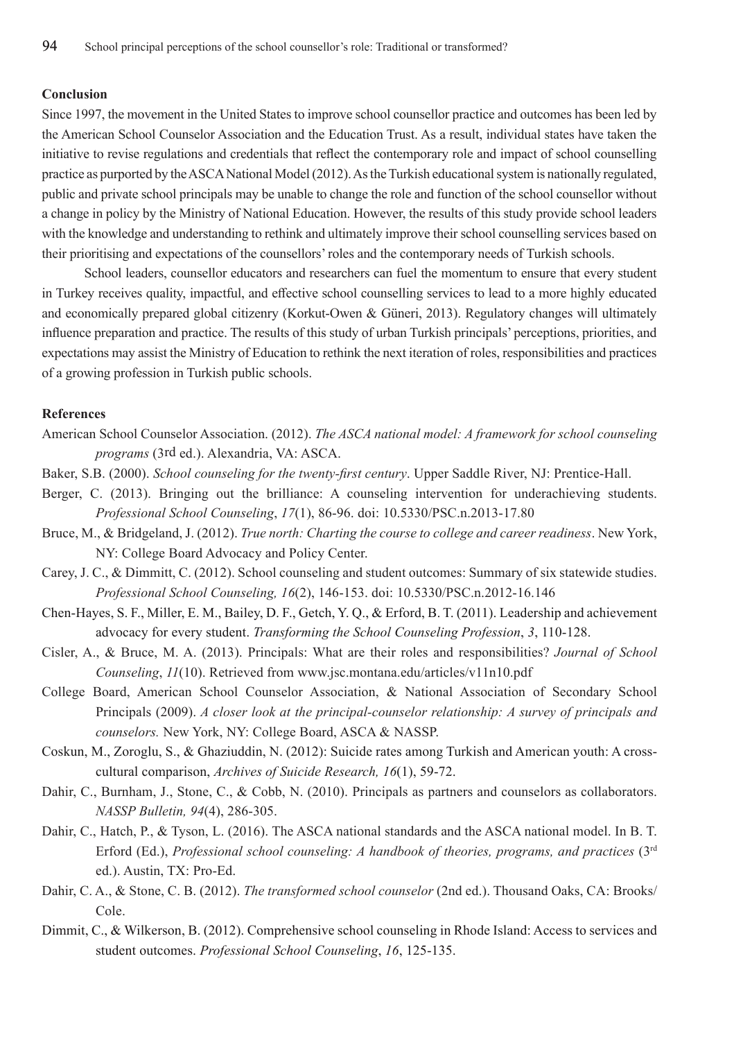## Conclusion

Since 1997, the movement in the United States to improve school counsellor practice and outcomes has been led by the American School Counselor Association and the Education Trust. As a result, individual states have taken the initiative to revise regulations and credentials that reflect the contemporary role and impact of school counselling practice as purported by the ASCA National Model (2012). As the Turkish educational system is nationally regulated, public and private school principals may be unable to change the role and function of the school counsellor without a change in policy by the Ministry of National Education. However, the results of this study provide school leaders with the knowledge and understanding to rethink and ultimately improve their school counselling services based on their prioritising and expectations of the counsellors' roles and the contemporary needs of Turkish schools.

School leaders, counsellor educators and researchers can fuel the momentum to ensure that every student in Turkey receives quality, impactful, and effective school counselling services to lead to a more highly educated and economically prepared global citizenry (Korkut-Owen & Güneri, 2013). Regulatory changes will ultimately influence preparation and practice. The results of this study of urban Turkish principals' perceptions, priorities, and expectations may assist the Ministry of Education to rethink the next iteration of roles, responsibilities and practices of a growing profession in Turkish public schools.

## References

American School Counselor Association. (2012). *The ASCA national model: A framework for school counseling programs* (3rd ed.). Alexandria, VA: ASCA.

Baker, S.B. (2000). *School counseling for the twenty-first century*. Upper Saddle River, NJ: Prentice-Hall.

Berger, C. (2013). Bringing out the brilliance: A counseling intervention for underachieving students. *Professional School Counseling*, *17*(1), 86-96. doi: 10.5330/PSC.n.2013-17.80

Bruce, M., & Bridgeland, J. (2012). *True north: Charting the course to college and career readiness*. New York, NY: College Board Advocacy and Policy Center.

Carey, J. C., & Dimmitt, C. (2012). School counseling and student outcomes: Summary of six statewide studies. *Professional School Counseling, 16*(2), 146-153. doi: 10.5330/PSC.n.2012-16.146

Chen-Hayes, S. F., Miller, E. M., Bailey, D. F., Getch, Y. Q., & Erford, B. T. (2011). Leadership and achievement advocacy for every student. *Transforming the School Counseling Profession*, *3*, 110-128.

Cisler, A., & Bruce, M. A. (2013). Principals: What are their roles and responsibilities? *Journal of School Counseling*, *11*(10). Retrieved from www.jsc.montana.edu/articles/v11n10.pdf

College Board, American School Counselor Association, & National Association of Secondary School Principals (2009). *A closer look at the principal-counselor relationship: A survey of principals and counselors.* New York, NY: College Board, ASCA & NASSP.

Coskun, M., Zoroglu, S., & Ghaziuddin, N. (2012): Suicide rates among Turkish and American youth: A cross-cultural comparison, *Archives of Suicide Research, 16*(1), 59-72.

Dahir, C., Burnham, J., Stone, C., & Cobb, N. (2010). Principals as partners and counselors as collaborators. *NASSP Bulletin, 94*(4), 286-305.

Dahir, C., Hatch, P., & Tyson, L. (2016). The ASCA national standards and the ASCA national model. In B. T. Erford (Ed.), *Professional school counseling: A handbook of theories, programs, and practices* (3rd ed.). Austin, TX: Pro-Ed.

Dahir, C. A., & Stone, C. B. (2012). *The transformed school counselor* (2nd ed.). Thousand Oaks, CA: Brooks/Cole.

Dimmit, C., & Wilkerson, B. (2012). Comprehensive school counseling in Rhode Island: Access to services and student outcomes. *Professional School Counseling*, *16*, 125-135.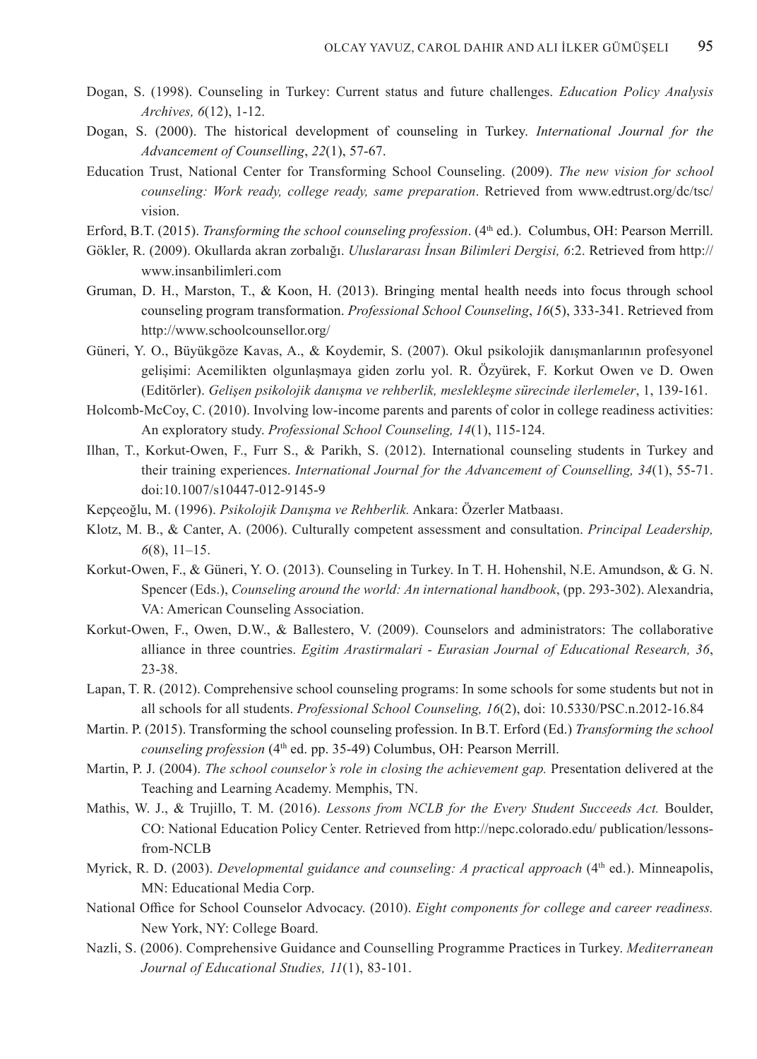Dogan, S. (1998). Counseling in Turkey: Current status and future challenges. *Education Policy Analysis Archives, 6*(12), 1-12.

Dogan, S. (2000). The historical development of counseling in Turkey. *International Journal for the Advancement of Counselling*, *22*(1), 57-67.

Education Trust, National Center for Transforming School Counseling. (2009). *The new vision for school counseling: Work ready, college ready, same preparation*. Retrieved from www.edtrust.org/dc/tsc/vision.

Erford, B.T. (2015). *Transforming the school counseling profession*. (4th ed.). Columbus, OH: Pearson Merrill.

Gökler, R. (2009). Okullarda akran zorbalığı. *Uluslararası İnsan Bilimleri Dergisi, 6*:2. Retrieved from http://www.insanbilimleri.com

Gruman, D. H., Marston, T., & Koon, H. (2013). Bringing mental health needs into focus through school counseling program transformation. *Professional School Counseling*, *16*(5), 333-341. Retrieved from http://www.schoolcounsellor.org/

Güneri, Y. O., Büyükgöze Kavas, A., & Koydemir, S. (2007). Okul psikolojik danışmanlarının profesyonel gelişimi: Acemilikten olgunlaşmaya giden zorlu yol. R. Özyürek, F. Korkut Owen ve D. Owen (Editörler). *Gelişen psikolojik danışma ve rehberlik, meslekleşme sürecinde ilerlemeler*, 1, 139-161.

Holcomb-McCoy, C. (2010). Involving low-income parents and parents of color in college readiness activities: An exploratory study. *Professional School Counseling, 14*(1), 115-124.

Ilhan, T., Korkut-Owen, F., Furr S., & Parikh, S. (2012). International counseling students in Turkey and their training experiences. *International Journal for the Advancement of Counselling, 34*(1), 55-71. doi:10.1007/s10447-012-9145-9

Kepçeoğlu, M. (1996). *Psikolojik Danışma ve Rehberlik.* Ankara: Özerler Matbaası.

Klotz, M. B., & Canter, A. (2006). Culturally competent assessment and consultation. *Principal Leadership, 6*(8), 11–15.

Korkut-Owen, F., & Güneri, Y. O. (2013). Counseling in Turkey. In T. H. Hohenshil, N.E. Amundson, & G. N. Spencer (Eds.), *Counseling around the world: An international handbook*, (pp. 293-302). Alexandria, VA: American Counseling Association.

Korkut-Owen, F., Owen, D.W., & Ballestero, V. (2009). Counselors and administrators: The collaborative alliance in three countries. *Egitim Arastirmalari - Eurasian Journal of Educational Research, 36*, 23-38.

Lapan, T. R. (2012). Comprehensive school counseling programs: In some schools for some students but not in all schools for all students. *Professional School Counseling, 16*(2), doi: 10.5330/PSC.n.2012-16.84

Martin. P. (2015). Transforming the school counseling profession. In B.T. Erford (Ed.) *Transforming the school counseling profession* (4th ed. pp. 35-49) Columbus, OH: Pearson Merrill.

Martin, P. J. (2004). *The school counselor's role in closing the achievement gap.* Presentation delivered at the Teaching and Learning Academy. Memphis, TN.

Mathis, W. J., & Trujillo, T. M. (2016). *Lessons from NCLB for the Every Student Succeeds Act.* Boulder, CO: National Education Policy Center. Retrieved from http://nepc.colorado.edu/ publication/lessons-from-NCLB

Myrick, R. D. (2003). *Developmental guidance and counseling: A practical approach* (4th ed.). Minneapolis, MN: Educational Media Corp.

National Office for School Counselor Advocacy. (2010). *Eight components for college and career readiness.* New York, NY: College Board.

Nazli, S. (2006). Comprehensive Guidance and Counselling Programme Practices in Turkey. *Mediterranean Journal of Educational Studies, 11*(1), 83-101.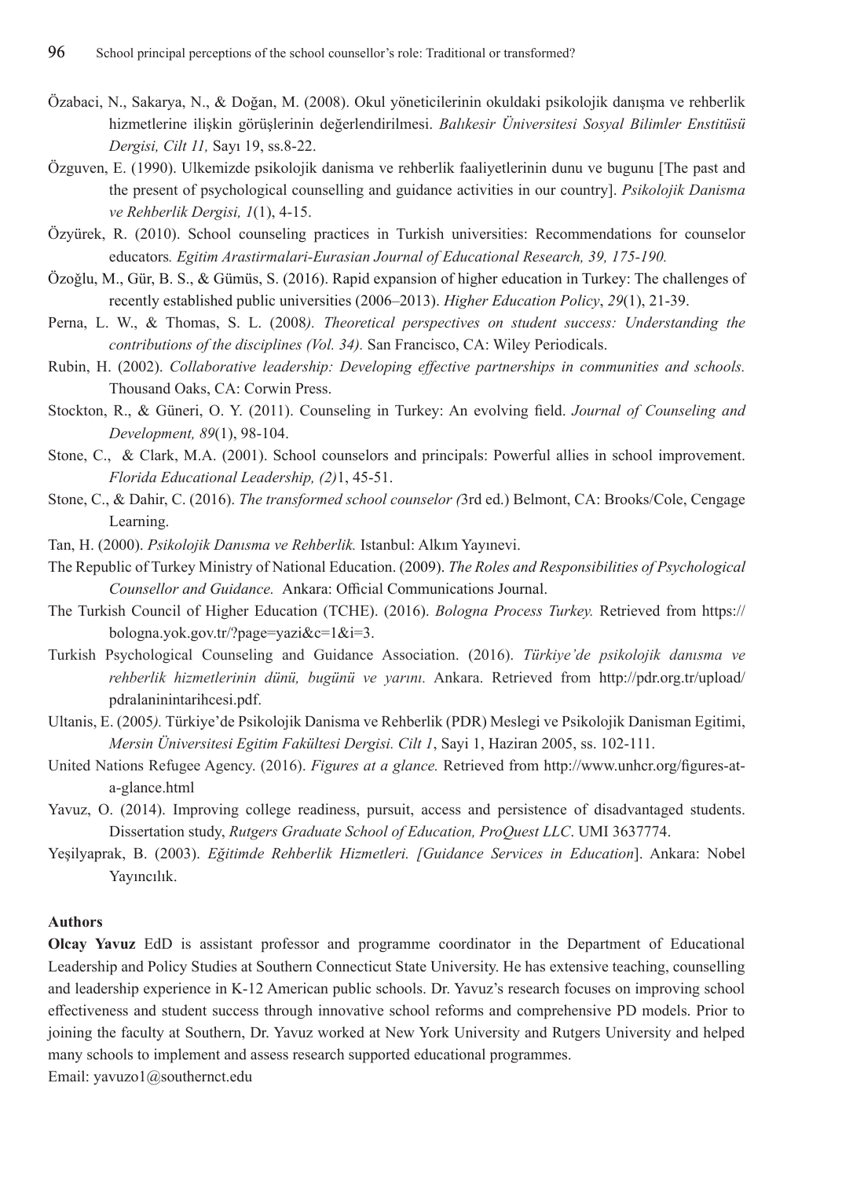Özabaci, N., Sakarya, N., & Doğan, M. (2008). Okul yöneticilerinin okuldaki psikolojik danışma ve rehberlik hizmetlerine ilişkin görüşlerinin değerlendirilmesi. *Balıkesir Üniversitesi Sosyal Bilimler Enstitüsü Dergisi, Cilt 11,* Sayı 19, ss.8-22.

Özguven, E. (1990). Ulkemizde psikolojik danisma ve rehberlik faaliyetlerinin dunu ve bugunu [The past and the present of psychological counselling and guidance activities in our country]. *Psikolojik Danisma ve Rehberlik Dergisi, 1*(1), 4-15.

Özyürek, R. (2010). School counseling practices in Turkish universities: Recommendations for counselor educators*. Egitim Arastirmalari-Eurasian Journal of Educational Research, 39, 175-190.*

Özoğlu, M., Gür, B. S., & Gümüs, S. (2016). Rapid expansion of higher education in Turkey: The challenges of recently established public universities (2006–2013). *Higher Education Policy*, *29*(1), 21-39.

Perna, L. W., & Thomas, S. L. (2008*). Theoretical perspectives on student success: Understanding the contributions of the disciplines (Vol. 34).* San Francisco, CA: Wiley Periodicals.

Rubin, H. (2002). *Collaborative leadership: Developing effective partnerships in communities and schools.* Thousand Oaks, CA: Corwin Press.

Stockton, R., & Güneri, O. Y. (2011). Counseling in Turkey: An evolving field. *Journal of Counseling and Development, 89*(1), 98-104.

Stone, C., & Clark, M.A. (2001). School counselors and principals: Powerful allies in school improvement. *Florida Educational Leadership, (2)*1, 45-51.

Stone, C., & Dahir, C. (2016). *The transformed school counselor (*3rd ed.) Belmont, CA: Brooks/Cole, Cengage Learning.

Tan, H. (2000). *Psikolojik Danısma ve Rehberlik.* Istanbul: Alkım Yayınevi.

The Republic of Turkey Ministry of National Education. (2009). *The Roles and Responsibilities of Psychological Counsellor and Guidance.* Ankara: Official Communications Journal.

The Turkish Council of Higher Education (TCHE). (2016). *Bologna Process Turkey.* Retrieved from https://bologna.yok.gov.tr/?page=yazi&c=1&i=3.

Turkish Psychological Counseling and Guidance Association. (2016). *Türkiye'de psikolojik danısma ve rehberlik hizmetlerinin dünü, bugünü ve yarını.* Ankara. Retrieved from http://pdr.org.tr/upload/pdralaninintarihcesi.pdf.

Ultanis, E. (2005*).* Türkiye'de Psikolojik Danisma ve Rehberlik (PDR) Meslegi ve Psikolojik Danisman Egitimi, *Mersin Üniversitesi Egitim Fakültesi Dergisi. Cilt 1*, Sayi 1, Haziran 2005, ss. 102-111.

United Nations Refugee Agency. (2016). *Figures at a glance.* Retrieved from http://www.unhcr.org/figures-at-a-glance.html

Yavuz, O. (2014). Improving college readiness, pursuit, access and persistence of disadvantaged students. Dissertation study, *Rutgers Graduate School of Education, ProQuest LLC*. UMI 3637774.

Yeşilyaprak, B. (2003). *Eğitimde Rehberlik Hizmetleri. [Guidance Services in Education*]. Ankara: Nobel Yayıncılık.

**Authors**

**Olcay Yavuz** EdD is assistant professor and programme coordinator in the Department of Educational Leadership and Policy Studies at Southern Connecticut State University. He has extensive teaching, counselling and leadership experience in K-12 American public schools. Dr. Yavuz's research focuses on improving school effectiveness and student success through innovative school reforms and comprehensive PD models. Prior to joining the faculty at Southern, Dr. Yavuz worked at New York University and Rutgers University and helped many schools to implement and assess research supported educational programmes.
Email: yavuzo1@southernct.edu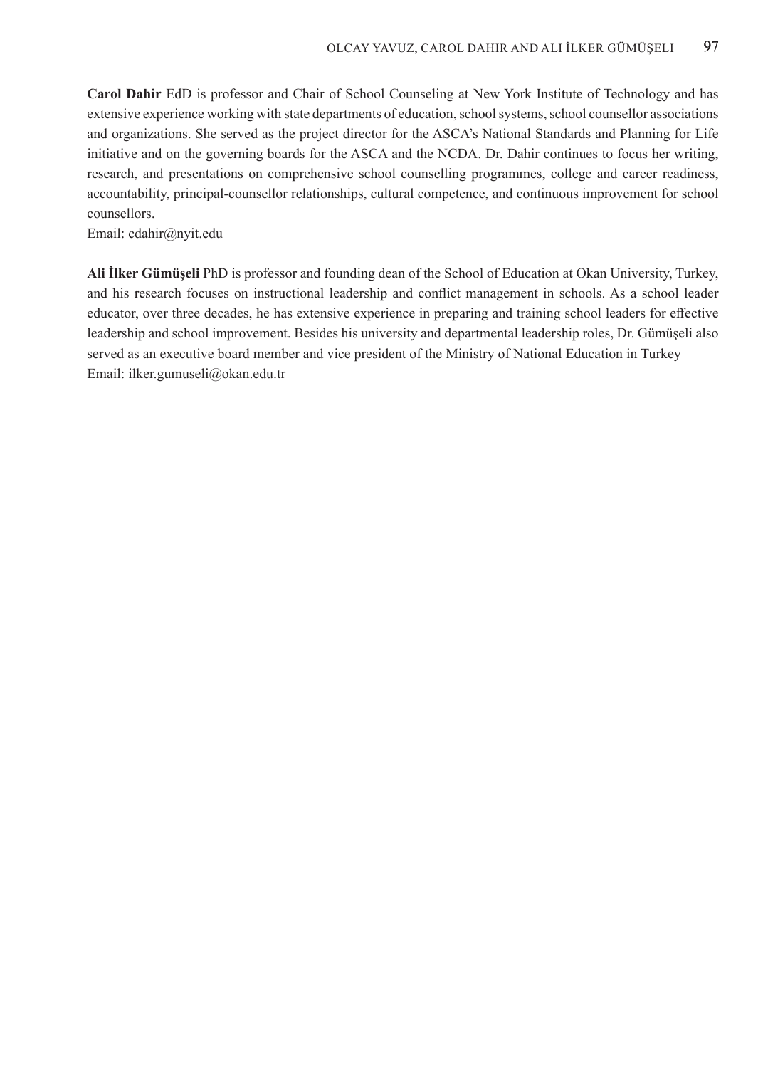**Carol Dahir** EdD is professor and Chair of School Counseling at New York Institute of Technology and has extensive experience working with state departments of education, school systems, school counsellor associations and organizations. She served as the project director for the ASCA's National Standards and Planning for Life initiative and on the governing boards for the ASCA and the NCDA. Dr. Dahir continues to focus her writing, research, and presentations on comprehensive school counselling programmes, college and career readiness, accountability, principal-counsellor relationships, cultural competence, and continuous improvement for school counsellors.
Email: cdahir@nyit.edu

**Ali İlker Gümüşeli** PhD is professor and founding dean of the School of Education at Okan University, Turkey, and his research focuses on instructional leadership and conflict management in schools. As a school leader educator, over three decades, he has extensive experience in preparing and training school leaders for effective leadership and school improvement. Besides his university and departmental leadership roles, Dr. Gümüşeli also served as an executive board member and vice president of the Ministry of National Education in Turkey
Email: ilker.gumuseli@okan.edu.tr